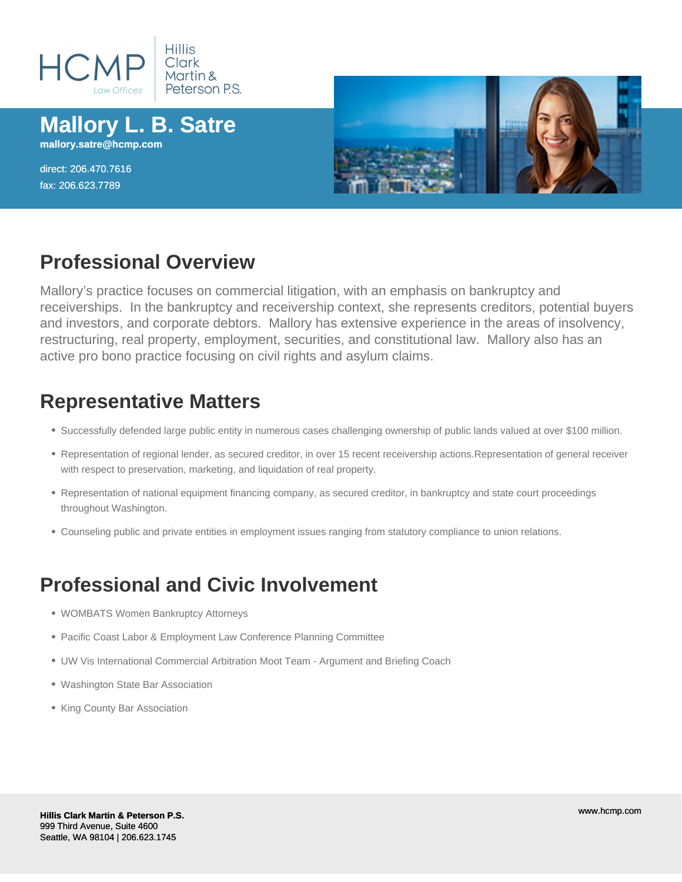HCMP Law Offices | Hillis Clark Martin & Peterson P.S.

# Mallory L. B. Satre

**mallory.satre@hcmp.com**

direct: 206.470.7616
fax: 206.623.7789

## Professional Overview

Mallory's practice focuses on commercial litigation, with an emphasis on bankruptcy and receiverships. In the bankruptcy and receivership context, she represents creditors, potential buyers and investors, and corporate debtors. Mallory has extensive experience in the areas of insolvency, restructuring, real property, employment, securities, and constitutional law. Mallory also has an active pro bono practice focusing on civil rights and asylum claims.

## Representative Matters

- Successfully defended large public entity in numerous cases challenging ownership of public lands valued at over $100 million.
- Representation of regional lender, as secured creditor, in over 15 recent receivership actions.Representation of general receiver with respect to preservation, marketing, and liquidation of real property.
- Representation of national equipment financing company, as secured creditor, in bankruptcy and state court proceedings throughout Washington.
- Counseling public and private entities in employment issues ranging from statutory compliance to union relations.

## Professional and Civic Involvement

- WOMBATS Women Bankruptcy Attorneys
- Pacific Coast Labor & Employment Law Conference Planning Committee
- UW Vis International Commercial Arbitration Moot Team - Argument and Briefing Coach
- Washington State Bar Association
- King County Bar Association

**Hillis Clark Martin & Peterson P.S.**
999 Third Avenue, Suite 4600
Seattle, WA 98104 | 206.623.1745

www.hcmp.com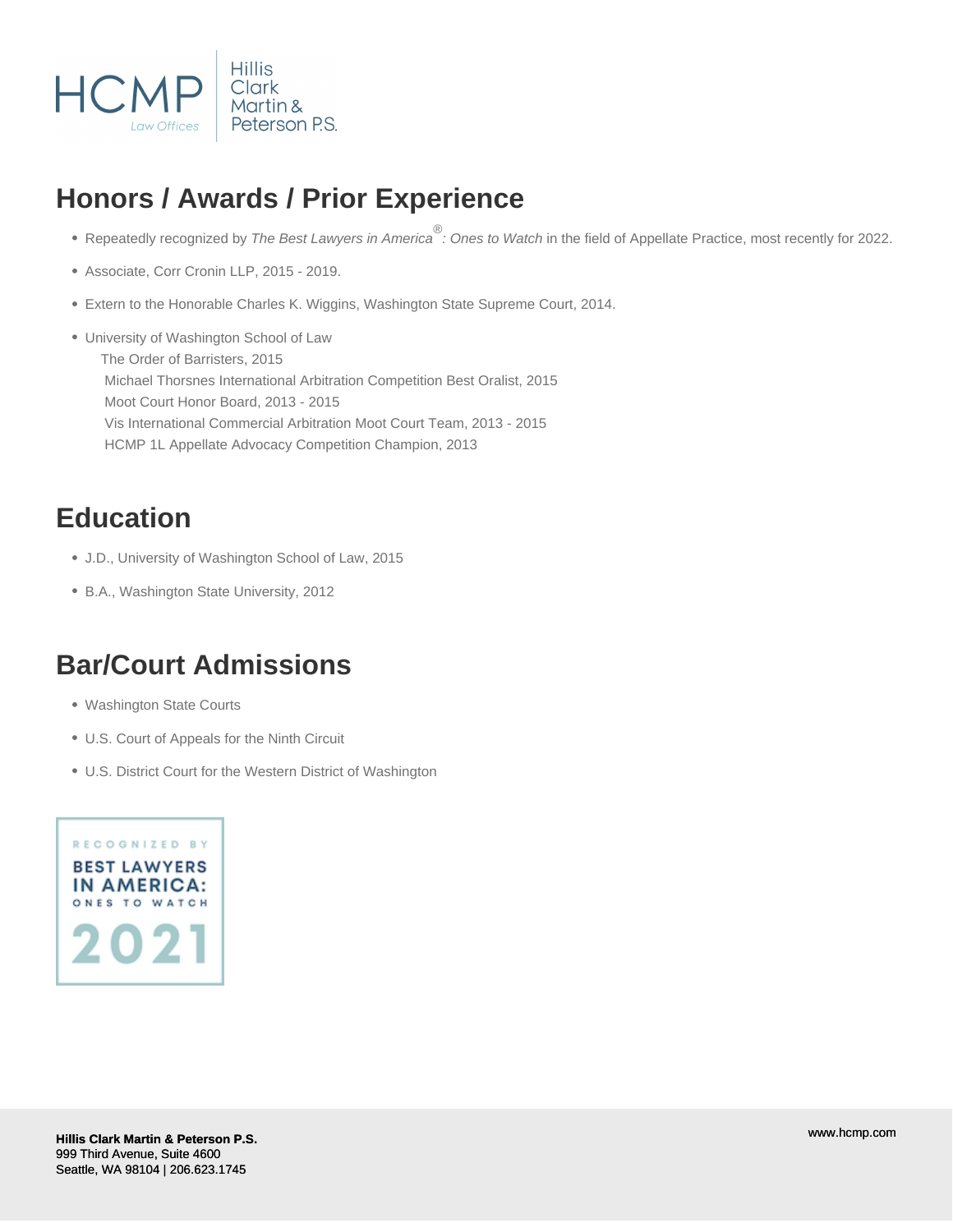## Honors / Awards / Prior Experience

- Repeatedly recognized by *The Best Lawyers in America®: Ones to Watch* in the field of Appellate Practice, most recently for 2022.
- Associate, Corr Cronin LLP, 2015 - 2019.
- Extern to the Honorable Charles K. Wiggins, Washington State Supreme Court, 2014.
- University of Washington School of Law
  The Order of Barristers, 2015
  Michael Thorsnes International Arbitration Competition Best Oralist, 2015
  Moot Court Honor Board, 2013 - 2015
  Vis International Commercial Arbitration Moot Court Team, 2013 - 2015
  HCMP 1L Appellate Advocacy Competition Champion, 2013

## Education

- J.D., University of Washington School of Law, 2015
- B.A., Washington State University, 2012

## Bar/Court Admissions

- Washington State Courts
- U.S. Court of Appeals for the Ninth Circuit
- U.S. District Court for the Western District of Washington

RECOGNIZED BY
BEST LAWYERS IN AMERICA:
ONES TO WATCH
2021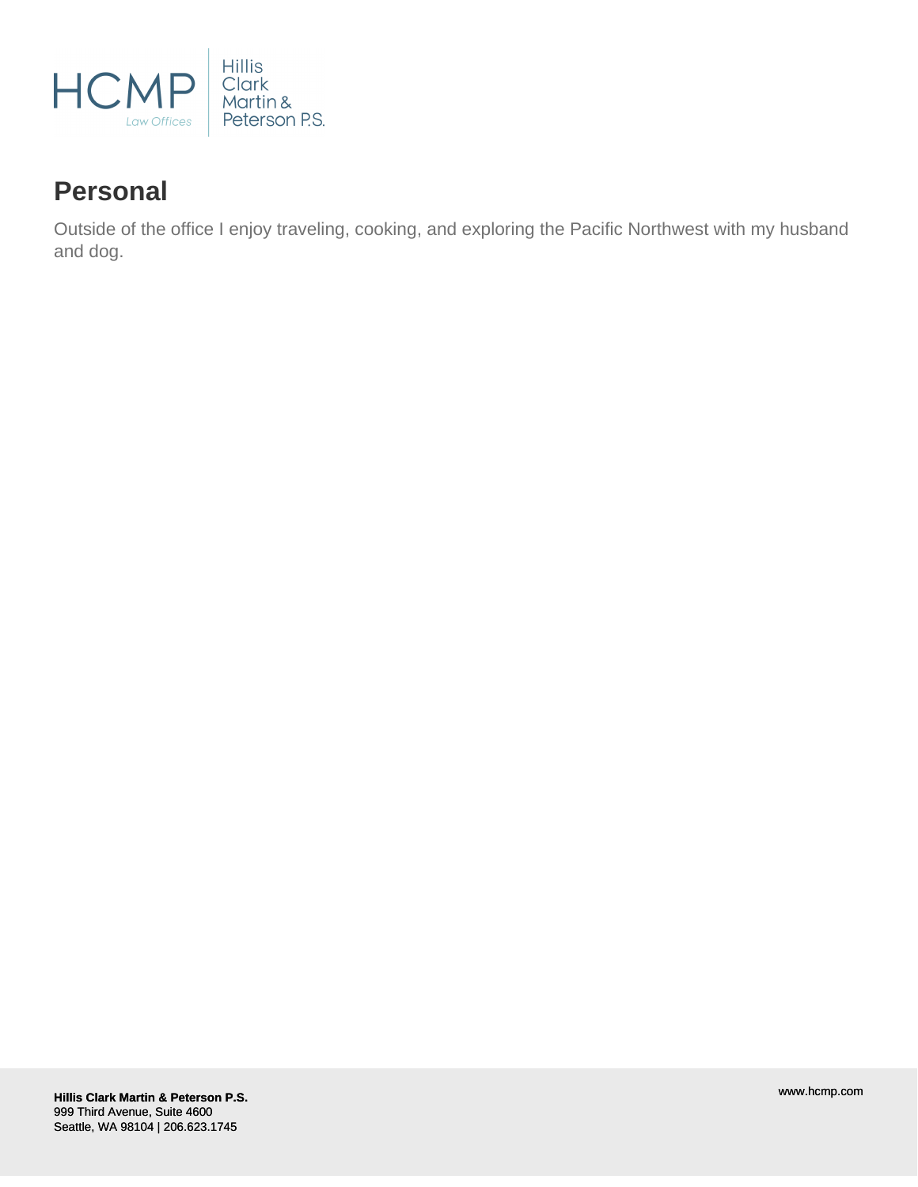## Personal

Outside of the office I enjoy traveling, cooking, and exploring the Pacific Northwest with my husband and dog.